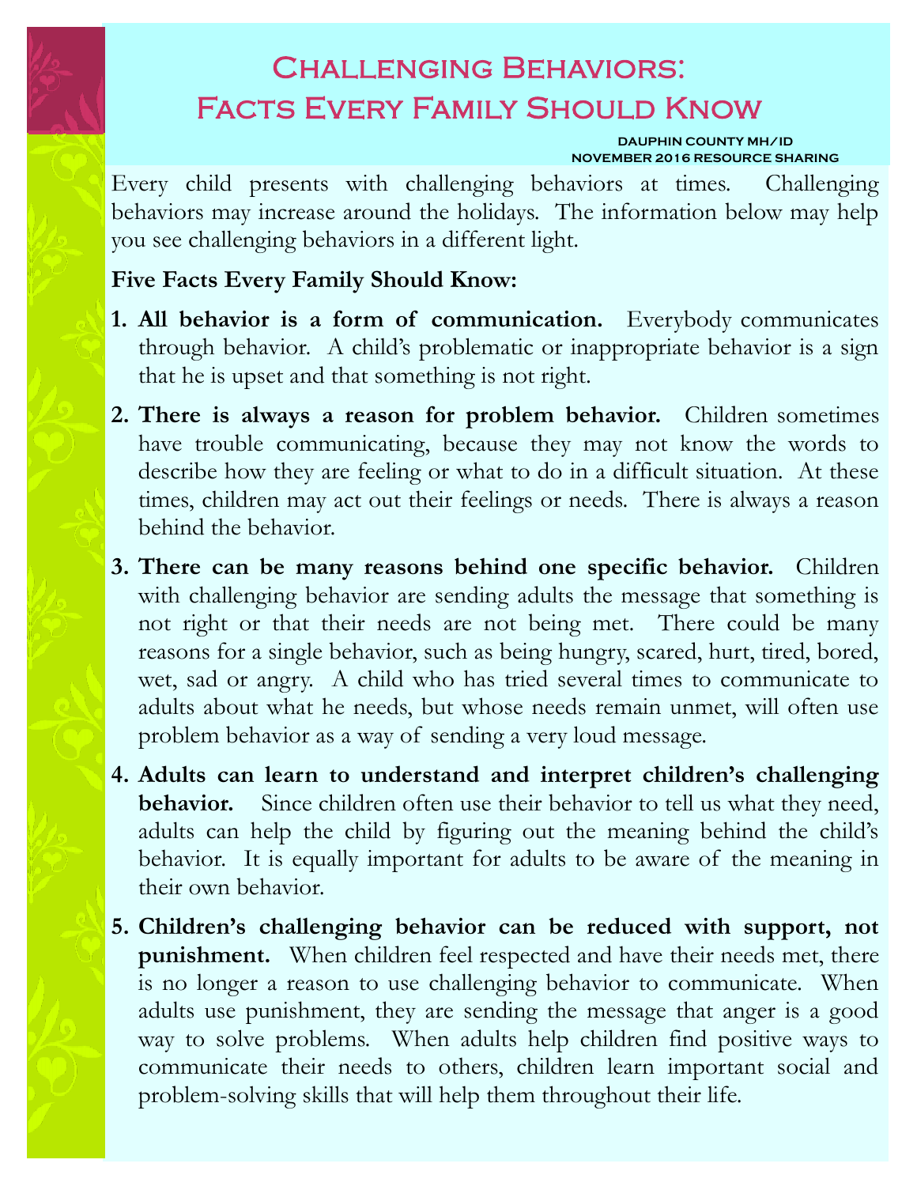# Challenging Behaviors: Facts Every Family Should Know

DAUPHIN COUNTY MH/ID
NOVEMBER 2016 RESOURCE SHARING

Every child presents with challenging behaviors at times. Challenging behaviors may increase around the holidays. The information below may help you see challenging behaviors in a different light.

**Five Facts Every Family Should Know:**

1. **All behavior is a form of communication.** Everybody communicates through behavior. A child's problematic or inappropriate behavior is a sign that he is upset and that something is not right.
2. **There is always a reason for problem behavior.** Children sometimes have trouble communicating, because they may not know the words to describe how they are feeling or what to do in a difficult situation. At these times, children may act out their feelings or needs. There is always a reason behind the behavior.
3. **There can be many reasons behind one specific behavior.** Children with challenging behavior are sending adults the message that something is not right or that their needs are not being met. There could be many reasons for a single behavior, such as being hungry, scared, hurt, tired, bored, wet, sad or angry. A child who has tried several times to communicate to adults about what he needs, but whose needs remain unmet, will often use problem behavior as a way of sending a very loud message.
4. **Adults can learn to understand and interpret children's challenging behavior.** Since children often use their behavior to tell us what they need, adults can help the child by figuring out the meaning behind the child's behavior. It is equally important for adults to be aware of the meaning in their own behavior.
5. **Children's challenging behavior can be reduced with support, not punishment.** When children feel respected and have their needs met, there is no longer a reason to use challenging behavior to communicate. When adults use punishment, they are sending the message that anger is a good way to solve problems. When adults help children find positive ways to communicate their needs to others, children learn important social and problem-solving skills that will help them throughout their life.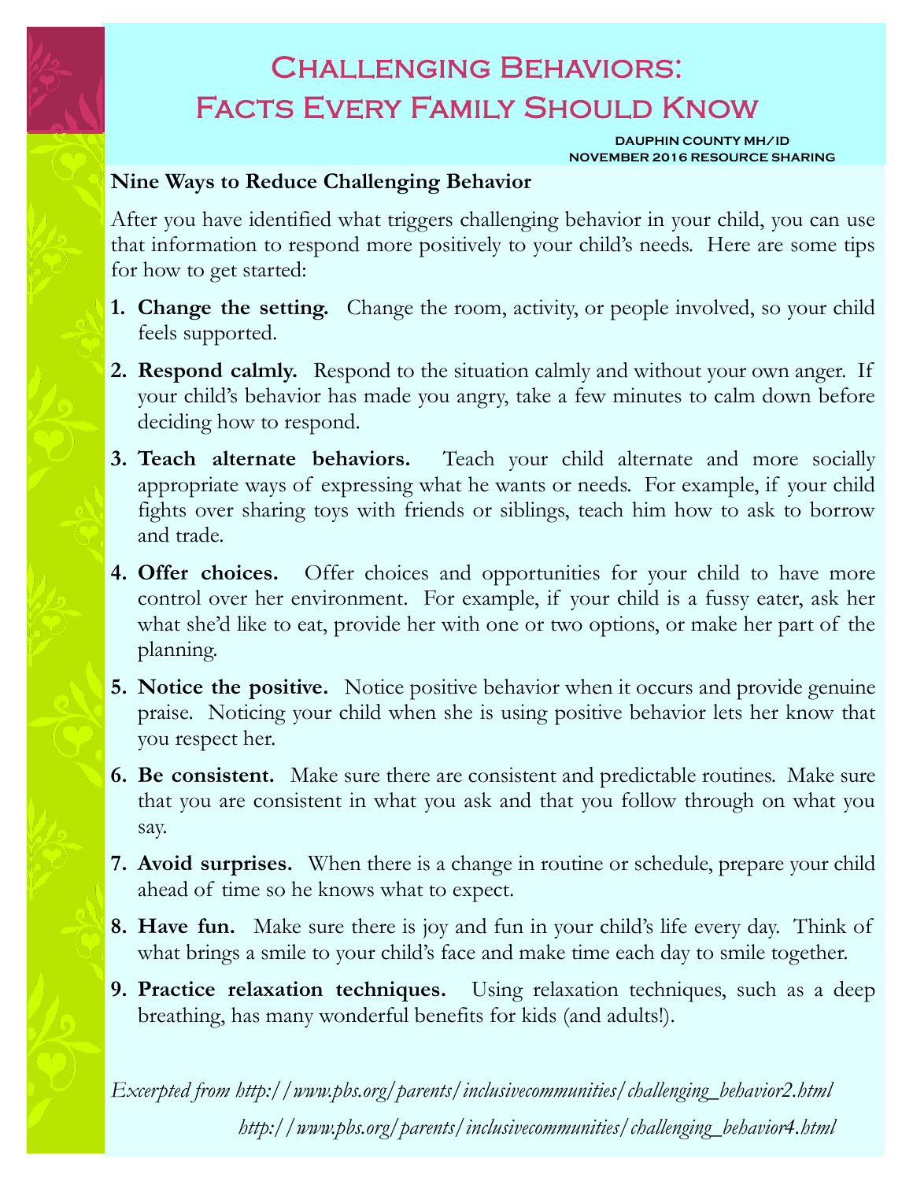# Challenging Behaviors: Facts Every Family Should Know

DAUPHIN COUNTY MH/ID
NOVEMBER 2016 RESOURCE SHARING

**Nine Ways to Reduce Challenging Behavior**

After you have identified what triggers challenging behavior in your child, you can use that information to respond more positively to your child's needs. Here are some tips for how to get started:

1. **Change the setting.** Change the room, activity, or people involved, so your child feels supported.
2. **Respond calmly.** Respond to the situation calmly and without your own anger. If your child's behavior has made you angry, take a few minutes to calm down before deciding how to respond.
3. **Teach alternate behaviors.** Teach your child alternate and more socially appropriate ways of expressing what he wants or needs. For example, if your child fights over sharing toys with friends or siblings, teach him how to ask to borrow and trade.
4. **Offer choices.** Offer choices and opportunities for your child to have more control over her environment. For example, if your child is a fussy eater, ask her what she'd like to eat, provide her with one or two options, or make her part of the planning.
5. **Notice the positive.** Notice positive behavior when it occurs and provide genuine praise. Noticing your child when she is using positive behavior lets her know that you respect her.
6. **Be consistent.** Make sure there are consistent and predictable routines. Make sure that you are consistent in what you ask and that you follow through on what you say.
7. **Avoid surprises.** When there is a change in routine or schedule, prepare your child ahead of time so he knows what to expect.
8. **Have fun.** Make sure there is joy and fun in your child's life every day. Think of what brings a smile to your child's face and make time each day to smile together.
9. **Practice relaxation techniques.** Using relaxation techniques, such as a deep breathing, has many wonderful benefits for kids (and adults!).

*Excerpted from http://www.pbs.org/parents/inclusivecommunities/challenging_behavior2.html*
*http://www.pbs.org/parents/inclusivecommunities/challenging_behavior4.html*